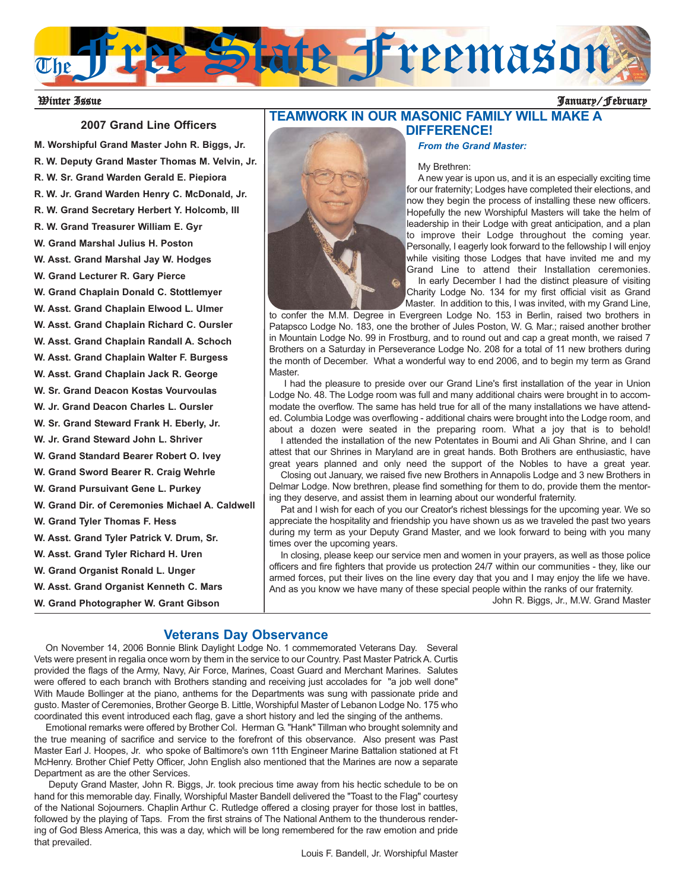# The Free State Freemason

Winter Issue — January/February

## 2007 Grand Line Officers

- **M. Worshipful Grand Master John R. Biggs, Jr.**
- **R. W. Deputy Grand Master Thomas M. Velvin, Jr.**
- **R. W. Sr. Grand Warden Gerald E. Piepiora**
- **R. W. Jr. Grand Warden Henry C. McDonald, Jr.**
- **R. W. Grand Secretary Herbert Y. Holcomb, III**
- **R. W. Grand Treasurer William E. Gyr**
- **W. Grand Marshal Julius H. Poston**
- **W. Asst. Grand Marshal Jay W. Hodges**
- **W. Grand Lecturer R. Gary Pierce**
- **W. Grand Chaplain Donald C. Stottlemyer**
- **W. Asst. Grand Chaplain Elwood L. Ulmer**
- **W. Asst. Grand Chaplain Richard C. Oursler**
- **W. Asst. Grand Chaplain Randall A. Schoch**
- **W. Asst. Grand Chaplain Walter F. Burgess**
- **W. Asst. Grand Chaplain Jack R. George**
- **W. Sr. Grand Deacon Kostas Vourvoulas**
- **W. Jr. Grand Deacon Charles L. Oursler**
- **W. Sr. Grand Steward Frank H. Eberly, Jr.**
- **W. Jr. Grand Steward John L. Shriver**
- **W. Grand Standard Bearer Robert O. Ivey**
- **W. Grand Sword Bearer R. Craig Wehrle**
- **W. Grand Pursuivant Gene L. Purkey**
- **W. Grand Dir. of Ceremonies Michael A. Caldwell**
- **W. Grand Tyler Thomas F. Hess**
- **W. Asst. Grand Tyler Patrick V. Drum, Sr.**
- **W. Asst. Grand Tyler Richard H. Uren**
- **W. Grand Organist Ronald L. Unger**
- **W. Asst. Grand Organist Kenneth C. Mars**
- **W. Grand Photographer W. Grant Gibson**

## TEAMWORK IN OUR MASONIC FAMILY WILL MAKE A DIFFERENCE!

***From the Grand Master:***

My Brethren:

A new year is upon us, and it is an especially exciting time for our fraternity; Lodges have completed their elections, and now they begin the process of installing these new officers. Hopefully the new Worshipful Masters will take the helm of leadership in their Lodge with great anticipation, and a plan to improve their Lodge throughout the coming year. Personally, I eagerly look forward to the fellowship I will enjoy while visiting those Lodges that have invited me and my Grand Line to attend their Installation ceremonies.

In early December I had the distinct pleasure of visiting Charity Lodge No. 134 for my first official visit as Grand Master. In addition to this, I was invited, with my Grand Line, to confer the M.M. Degree in Evergreen Lodge No. 153 in Berlin, raised two brothers in Patapsco Lodge No. 183, one the brother of Jules Poston, W. G. Mar.; raised another brother in Mountain Lodge No. 99 in Frostburg, and to round out and cap a great month, we raised 7 Brothers on a Saturday in Perseverance Lodge No. 208 for a total of 11 new brothers during the month of December. What a wonderful way to end 2006, and to begin my term as Grand Master.

I had the pleasure to preside over our Grand Line's first installation of the year in Union Lodge No. 48. The Lodge room was full and many additional chairs were brought in to accommodate the overflow. The same has held true for all of the many installations we have attended. Columbia Lodge was overflowing - additional chairs were brought into the Lodge room, and about a dozen were seated in the preparing room. What a joy that is to behold!

I attended the installation of the new Potentates in Boumi and Ali Ghan Shrine, and I can attest that our Shrines in Maryland are in great hands. Both Brothers are enthusiastic, have great years planned and only need the support of the Nobles to have a great year.

Closing out January, we raised five new Brothers in Annapolis Lodge and 3 new Brothers in Delmar Lodge. Now brethren, please find something for them to do, provide them the mentoring they deserve, and assist them in learning about our wonderful fraternity.

Pat and I wish for each of you our Creator's richest blessings for the upcoming year. We so appreciate the hospitality and friendship you have shown us as we traveled the past two years during my term as your Deputy Grand Master, and we look forward to being with you many times over the upcoming years.

In closing, please keep our service men and women in your prayers, as well as those police officers and fire fighters that provide us protection 24/7 within our communities - they, like our armed forces, put their lives on the line every day that you and I may enjoy the life we have. And as you know we have many of these special people within the ranks of our fraternity.

John R. Biggs, Jr., M.W. Grand Master

## Veterans Day Observance

On November 14, 2006 Bonnie Blink Daylight Lodge No. 1 commemorated Veterans Day. Several Vets were present in regalia once worn by them in the service to our Country. Past Master Patrick A. Curtis provided the flags of the Army, Navy, Air Force, Marines, Coast Guard and Merchant Marines. Salutes were offered to each branch with Brothers standing and receiving just accolades for "a job well done" With Maude Bollinger at the piano, anthems for the Departments was sung with passionate pride and gusto. Master of Ceremonies, Brother George B. Little, Worshipful Master of Lebanon Lodge No. 175 who coordinated this event introduced each flag, gave a short history and led the singing of the anthems.

Emotional remarks were offered by Brother Col. Herman G. "Hank" Tillman who brought solemnity and the true meaning of sacrifice and service to the forefront of this observance. Also present was Past Master Earl J. Hoopes, Jr. who spoke of Baltimore's own 11th Engineer Marine Battalion stationed at Ft McHenry. Brother Chief Petty Officer, John English also mentioned that the Marines are now a separate Department as are the other Services.

Deputy Grand Master, John R. Biggs, Jr. took precious time away from his hectic schedule to be on hand for this memorable day. Finally, Worshipful Master Bandell delivered the "Toast to the Flag" courtesy of the National Sojourners. Chaplin Arthur C. Rutledge offered a closing prayer for those lost in battles, followed by the playing of Taps. From the first strains of The National Anthem to the thunderous rendering of God Bless America, this was a day, which will be long remembered for the raw emotion and pride that prevailed.

Louis F. Bandell, Jr. Worshipful Master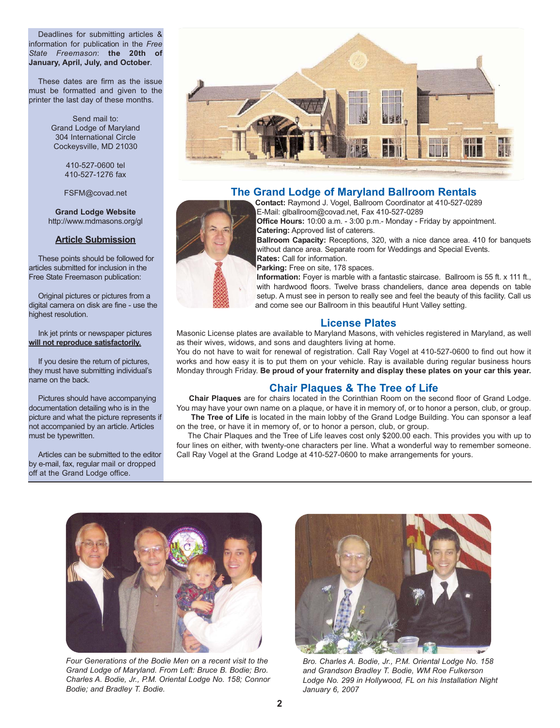Deadlines for submitting articles & information for publication in the *Free State Freemason*: **the 20th of January, April, July, and October**.

These dates are firm as the issue must be formatted and given to the printer the last day of these months.

Send mail to:
Grand Lodge of Maryland
304 International Circle
Cockeysville, MD 21030

410-527-0600 tel
410-527-1276 fax

FSFM@covad.net

**Grand Lodge Website**
http://www.mdmasons.org/gl

## Article Submission

These points should be followed for articles submitted for inclusion in the Free State Freemason publication:

Original pictures or pictures from a digital camera on disk are fine - use the highest resolution.

Ink jet prints or newspaper pictures **will not reproduce satisfactorily.**

If you desire the return of pictures, they must have submitting individual's name on the back.

Pictures should have accompanying documentation detailing who is in the picture and what the picture represents if not accompanied by an article. Articles must be typewritten.

Articles can be submitted to the editor by e-mail, fax, regular mail or dropped off at the Grand Lodge office.

## The Grand Lodge of Maryland Ballroom Rentals

**Contact:** Raymond J. Vogel, Ballroom Coordinator at 410-527-0289
E-Mail: glballroom@covad.net, Fax 410-527-0289
**Office Hours:** 10:00 a.m. - 3:00 p.m.- Monday - Friday by appointment.
**Catering:** Approved list of caterers.
**Ballroom Capacity:** Receptions, 320, with a nice dance area. 410 for banquets without dance area. Separate room for Weddings and Special Events.
**Rates:** Call for information.
**Parking:** Free on site, 178 spaces.
**Information:** Foyer is marble with a fantastic staircase. Ballroom is 55 ft. x 111 ft., with hardwood floors. Twelve brass chandeliers, dance area depends on table setup. A must see in person to really see and feel the beauty of this facility. Call us and come see our Ballroom in this beautiful Hunt Valley setting.

## License Plates

Masonic License plates are available to Maryland Masons, with vehicles registered in Maryland, as well as their wives, widows, and sons and daughters living at home.

You do not have to wait for renewal of registration. Call Ray Vogel at 410-527-0600 to find out how it works and how easy it is to put them on your vehicle. Ray is available during regular business hours Monday through Friday. **Be proud of your fraternity and display these plates on your car this year.**

## Chair Plaques & The Tree of Life

**Chair Plaques** are for chairs located in the Corinthian Room on the second floor of Grand Lodge. You may have your own name on a plaque, or have it in memory of, or to honor a person, club, or group.

**The Tree of Life** is located in the main lobby of the Grand Lodge Building. You can sponsor a leaf on the tree, or have it in memory of, or to honor a person, club, or group.

The Chair Plaques and the Tree of Life leaves cost only $200.00 each. This provides you with up to four lines on either, with twenty-one characters per line. What a wonderful way to remember someone. Call Ray Vogel at the Grand Lodge at 410-527-0600 to make arrangements for yours.

*Four Generations of the Bodie Men on a recent visit to the Grand Lodge of Maryland. From Left: Bruce B. Bodie; Bro. Charles A. Bodie, Jr., P.M. Oriental Lodge No. 158; Connor Bodie; and Bradley T. Bodie.*

*Bro. Charles A. Bodie, Jr., P.M. Oriental Lodge No. 158 and Grandson Bradley T. Bodie, WM Roe Fulkerson Lodge No. 299 in Hollywood, FL on his Installation Night January 6, 2007*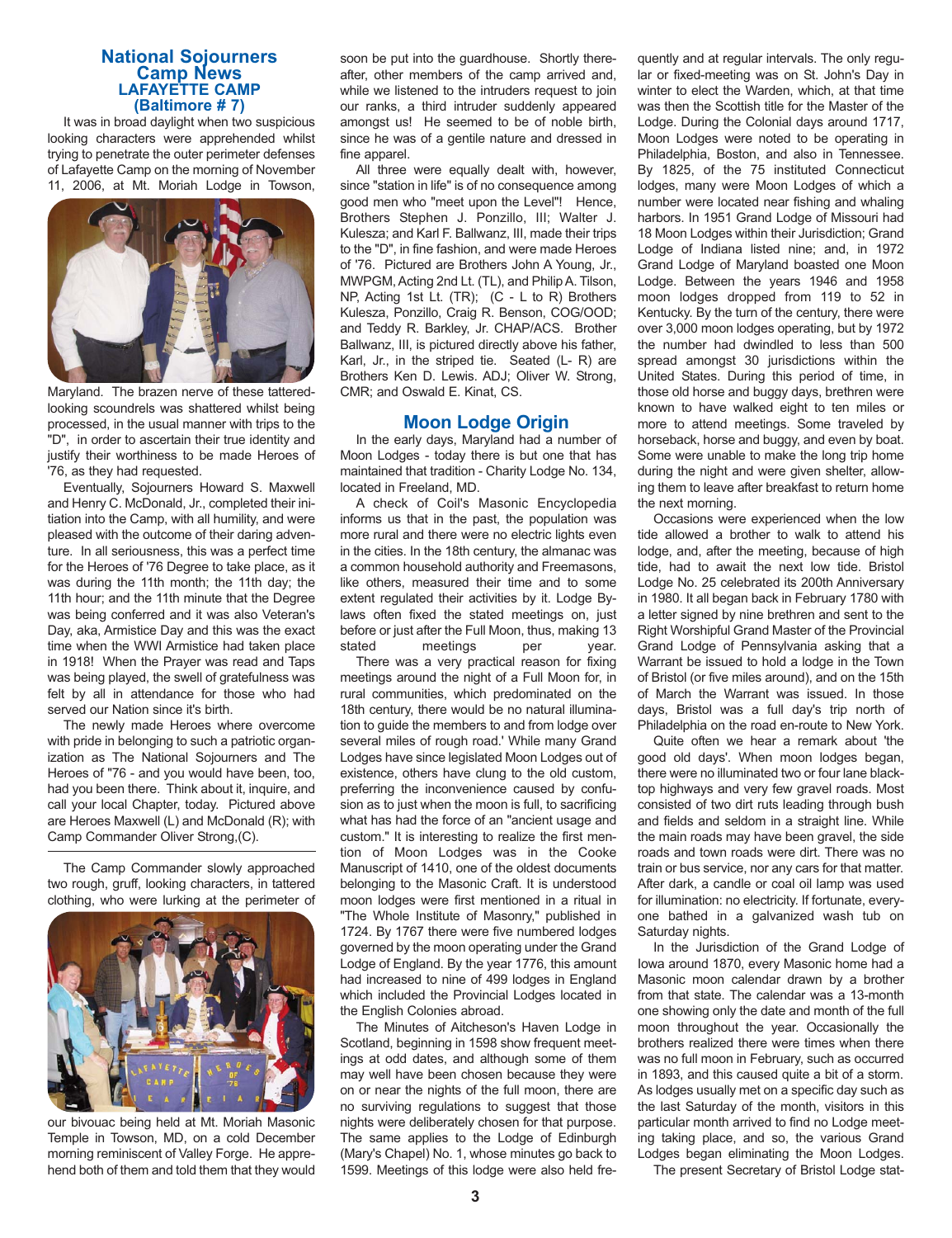## National Sojourners Camp News
### LAFAYETTE CAMP (Baltimore # 7)

It was in broad daylight when two suspicious looking characters were apprehended whilst trying to penetrate the outer perimeter defenses of Lafayette Camp on the morning of November 11, 2006, at Mt. Moriah Lodge in Towson, Maryland. The brazen nerve of these tattered-looking scoundrels was shattered whilst being processed, in the usual manner with trips to the "D", in order to ascertain their true identity and justify their worthiness to be made Heroes of '76, as they had requested.

Eventually, Sojourners Howard S. Maxwell and Henry C. McDonald, Jr., completed their initiation into the Camp, with all humility, and were pleased with the outcome of their daring adventure. In all seriousness, this was a perfect time for the Heroes of '76 Degree to take place, as it was during the 11th month; the 11th day; the 11th hour; and the 11th minute that the Degree was being conferred and it was also Veteran's Day, aka, Armistice Day and this was the exact time when the WWI Armistice had taken place in 1918! When the Prayer was read and Taps was being played, the swell of gratefulness was felt by all in attendance for those who had served our Nation since it's birth.

The newly made Heroes where overcome with pride in belonging to such a patriotic organization as The National Sojourners and The Heroes of "76 - and you would have been, too, had you been there. Think about it, inquire, and call your local Chapter, today. Pictured above are Heroes Maxwell (L) and McDonald (R); with Camp Commander Oliver Strong,(C).

The Camp Commander slowly approached two rough, gruff, looking characters, in tattered clothing, who were lurking at the perimeter of our bivouac being held at Mt. Moriah Masonic Temple in Towson, MD, on a cold December morning reminiscent of Valley Forge. He apprehend both of them and told them that they would soon be put into the guardhouse. Shortly thereafter, other members of the camp arrived and, while we listened to the intruders request to join our ranks, a third intruder suddenly appeared amongst us! He seemed to be of noble birth, since he was of a gentile nature and dressed in fine apparel.

All three were equally dealt with, however, since "station in life" is of no consequence among good men who "meet upon the Level"! Hence, Brothers Stephen J. Ponzillo, III; Walter J. Kulesza; and Karl F. Ballwanz, III, made their trips to the "D", in fine fashion, and were made Heroes of '76. Pictured are Brothers John A Young, Jr., MWPGM, Acting 2nd Lt. (TL), and Philip A. Tilson, NP, Acting 1st Lt. (TR); (C - L to R) Brothers Kulesza, Ponzillo, Craig R. Benson, COG/OOD; and Teddy R. Barkley, Jr. CHAP/ACS. Brother Ballwanz, III, is pictured directly above his father, Karl, Jr., in the striped tie. Seated (L- R) are Brothers Ken D. Lewis. ADJ; Oliver W. Strong, CMR; and Oswald E. Kinat, CS.

## Moon Lodge Origin

In the early days, Maryland had a number of Moon Lodges - today there is but one that has maintained that tradition - Charity Lodge No. 134, located in Freeland, MD.

A check of Coil's Masonic Encyclopedia informs us that in the past, the population was more rural and there were no electric lights even in the cities. In the 18th century, the almanac was a common household authority and Freemasons, like others, measured their time and to some extent regulated their activities by it. Lodge By-laws often fixed the stated meetings on, just before or just after the Full Moon, thus, making 13 stated meetings per year.

There was a very practical reason for fixing meetings around the night of a Full Moon for, in rural communities, which predominated on the 18th century, there would be no natural illumination to guide the members to and from lodge over several miles of rough road.' While many Grand Lodges have since legislated Moon Lodges out of existence, others have clung to the old custom, preferring the inconvenience caused by confusion as to just when the moon is full, to sacrificing what has had the force of an "ancient usage and custom." It is interesting to realize the first mention of Moon Lodges was in the Cooke Manuscript of 1410, one of the oldest documents belonging to the Masonic Craft. It is understood moon lodges were first mentioned in a ritual in "The Whole Institute of Masonry," published in 1724. By 1767 there were five numbered lodges governed by the moon operating under the Grand Lodge of England. By the year 1776, this amount had increased to nine of 499 lodges in England which included the Provincial Lodges located in the English Colonies abroad.

The Minutes of Aitcheson's Haven Lodge in Scotland, beginning in 1598 show frequent meetings at odd dates, and although some of them may well have been chosen because they were on or near the nights of the full moon, there are no surviving regulations to suggest that those nights were deliberately chosen for that purpose. The same applies to the Lodge of Edinburgh (Mary's Chapel) No. 1, whose minutes go back to 1599. Meetings of this lodge were also held frequently and at regular intervals. The only regular or fixed-meeting was on St. John's Day in winter to elect the Warden, which, at that time was then the Scottish title for the Master of the Lodge. During the Colonial days around 1717, Moon Lodges were noted to be operating in Philadelphia, Boston, and also in Tennessee. By 1825, of the 75 instituted Connecticut lodges, many were Moon Lodges of which a number were located near fishing and whaling harbors. In 1951 Grand Lodge of Missouri had 18 Moon Lodges within their Jurisdiction; Grand Lodge of Indiana listed nine; and, in 1972 Grand Lodge of Maryland boasted one Moon Lodge. Between the years 1946 and 1958 moon lodges dropped from 119 to 52 in Kentucky. By the turn of the century, there were over 3,000 moon lodges operating, but by 1972 the number had dwindled to less than 500 spread amongst 30 jurisdictions within the United States. During this period of time, in those old horse and buggy days, brethren were known to have walked eight to ten miles or more to attend meetings. Some traveled by horseback, horse and buggy, and even by boat. Some were unable to make the long trip home during the night and were given shelter, allowing them to leave after breakfast to return home the next morning.

Occasions were experienced when the low tide allowed a brother to walk to attend his lodge, and, after the meeting, because of high tide, had to await the next low tide. Bristol Lodge No. 25 celebrated its 200th Anniversary in 1980. It all began back in February 1780 with a letter signed by nine brethren and sent to the Right Worshipful Grand Master of the Provincial Grand Lodge of Pennsylvania asking that a Warrant be issued to hold a lodge in the Town of Bristol (or five miles around), and on the 15th of March the Warrant was issued. In those days, Bristol was a full day's trip north of Philadelphia on the road en-route to New York.

Quite often we hear a remark about 'the good old days'. When moon lodges began, there were no illuminated two or four lane blacktop highways and very few gravel roads. Most consisted of two dirt ruts leading through bush and fields and seldom in a straight line. While the main roads may have been gravel, the side roads and town roads were dirt. There was no train or bus service, nor any cars for that matter. After dark, a candle or coal oil lamp was used for illumination: no electricity. If fortunate, everyone bathed in a galvanized wash tub on Saturday nights.

In the Jurisdiction of the Grand Lodge of Iowa around 1870, every Masonic home had a Masonic moon calendar drawn by a brother from that state. The calendar was a 13-month one showing only the date and month of the full moon throughout the year. Occasionally the brothers realized there were times when there was no full moon in February, such as occurred in 1893, and this caused quite a bit of a storm. As lodges usually met on a specific day such as the last Saturday of the month, visitors in this particular month arrived to find no Lodge meeting taking place, and so, the various Grand Lodges began eliminating the Moon Lodges.

The present Secretary of Bristol Lodge stat-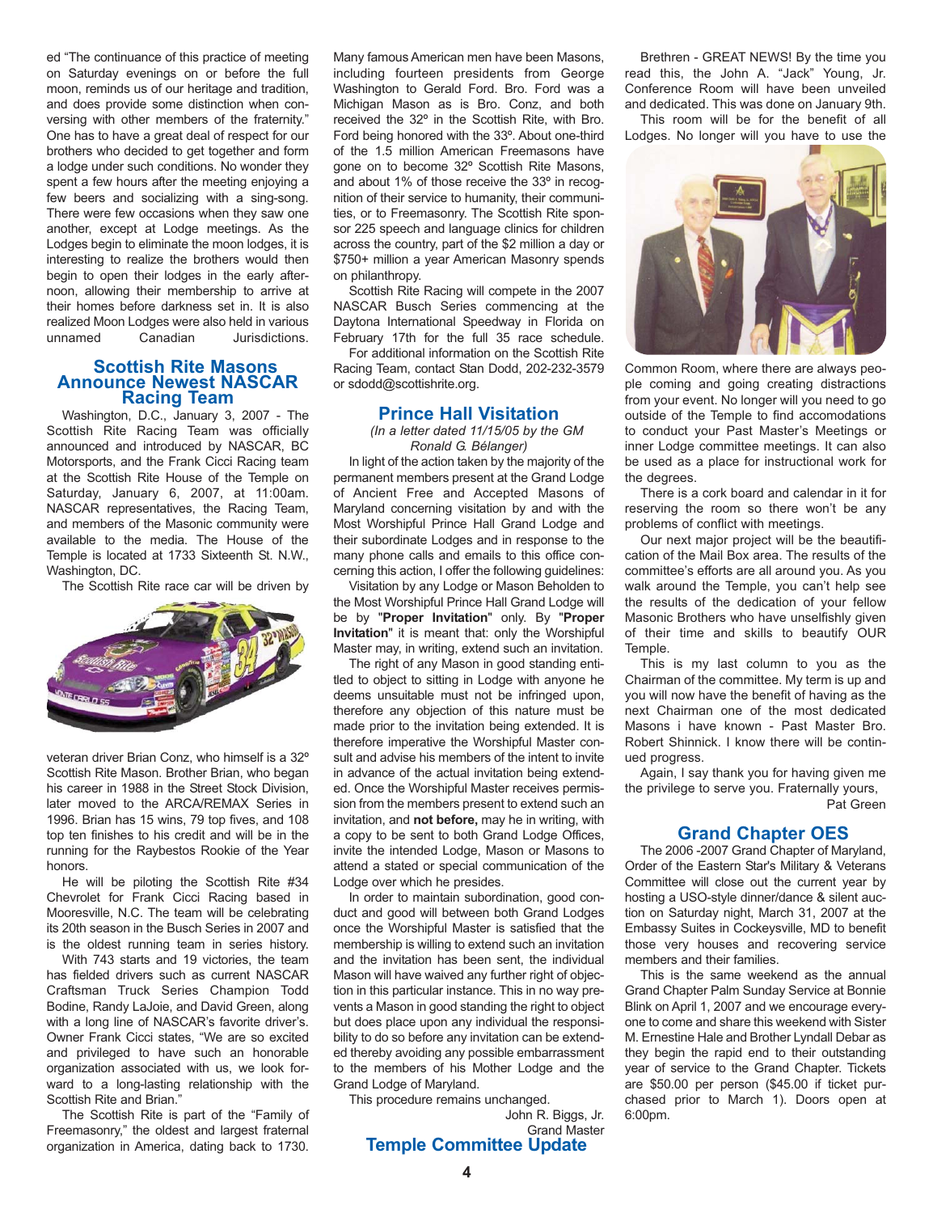ed "The continuance of this practice of meeting on Saturday evenings on or before the full moon, reminds us of our heritage and tradition, and does provide some distinction when conversing with other members of the fraternity." One has to have a great deal of respect for our brothers who decided to get together and form a lodge under such conditions. No wonder they spent a few hours after the meeting enjoying a few beers and socializing with a sing-song. There were few occasions when they saw one another, except at Lodge meetings. As the Lodges begin to eliminate the moon lodges, it is interesting to realize the brothers would then begin to open their lodges in the early afternoon, allowing their membership to arrive at their homes before darkness set in. It is also realized Moon Lodges were also held in various unnamed Canadian Jurisdictions.

## Scottish Rite Masons Announce Newest NASCAR Racing Team

Washington, D.C., January 3, 2007 - The Scottish Rite Racing Team was officially announced and introduced by NASCAR, BC Motorsports, and the Frank Cicci Racing team at the Scottish Rite House of the Temple on Saturday, January 6, 2007, at 11:00am. NASCAR representatives, the Racing Team, and members of the Masonic community were available to the media. The House of the Temple is located at 1733 Sixteenth St. N.W., Washington, DC.

The Scottish Rite race car will be driven by veteran driver Brian Conz, who himself is a 32º Scottish Rite Mason. Brother Brian, who began his career in 1988 in the Street Stock Division, later moved to the ARCA/REMAX Series in 1996. Brian has 15 wins, 79 top fives, and 108 top ten finishes to his credit and will be in the running for the Raybestos Rookie of the Year honors.

He will be piloting the Scottish Rite #34 Chevrolet for Frank Cicci Racing based in Mooresville, N.C. The team will be celebrating its 20th season in the Busch Series in 2007 and is the oldest running team in series history.

With 743 starts and 19 victories, the team has fielded drivers such as current NASCAR Craftsman Truck Series Champion Todd Bodine, Randy LaJoie, and David Green, along with a long line of NASCAR's favorite driver's. Owner Frank Cicci states, "We are so excited and privileged to have such an honorable organization associated with us, we look forward to a long-lasting relationship with the Scottish Rite and Brian."

The Scottish Rite is part of the "Family of Freemasonry," the oldest and largest fraternal organization in America, dating back to 1730. Many famous American men have been Masons, including fourteen presidents from George Washington to Gerald Ford. Bro. Ford was a Michigan Mason as is Bro. Conz, and both received the 32º in the Scottish Rite, with Bro. Ford being honored with the 33º. About one-third of the 1.5 million American Freemasons have gone on to become 32º Scottish Rite Masons, and about 1% of those receive the 33º in recognition of their service to humanity, their communities, or to Freemasonry. The Scottish Rite sponsor 225 speech and language clinics for children across the country, part of the $2 million a day or $750+ million a year American Masonry spends on philanthropy.

Scottish Rite Racing will compete in the 2007 NASCAR Busch Series commencing at the Daytona International Speedway in Florida on February 17th for the full 35 race schedule.

For additional information on the Scottish Rite Racing Team, contact Stan Dodd, 202-232-3579 or sdodd@scottishrite.org.

## Prince Hall Visitation

*(In a letter dated 11/15/05 by the GM Ronald G. Bélanger)*

In light of the action taken by the majority of the permanent members present at the Grand Lodge of Ancient Free and Accepted Masons of Maryland concerning visitation by and with the Most Worshipful Prince Hall Grand Lodge and their subordinate Lodges and in response to the many phone calls and emails to this office concerning this action, I offer the following guidelines:

Visitation by any Lodge or Mason Beholden to the Most Worshipful Prince Hall Grand Lodge will be by "**Proper Invitation**" only. By "**Proper Invitation**" it is meant that: only the Worshipful Master may, in writing, extend such an invitation.

The right of any Mason in good standing entitled to object to sitting in Lodge with anyone he deems unsuitable must not be infringed upon, therefore any objection of this nature must be made prior to the invitation being extended. It is therefore imperative the Worshipful Master consult and advise his members of the intent to invite in advance of the actual invitation being extended. Once the Worshipful Master receives permission from the members present to extend such an invitation, and **not before,** may he in writing, with a copy to be sent to both Grand Lodge Offices, invite the intended Lodge, Mason or Masons to attend a stated or special communication of the Lodge over which he presides.

In order to maintain subordination, good conduct and good will between both Grand Lodges once the Worshipful Master is satisfied that the membership is willing to extend such an invitation and the invitation has been sent, the individual Mason will have waived any further right of objection in this particular instance. This in no way prevents a Mason in good standing the right to object but does place upon any individual the responsibility to do so before any invitation can be extended thereby avoiding any possible embarrassment to the members of his Mother Lodge and the Grand Lodge of Maryland.

This procedure remains unchanged.

John R. Biggs, Jr.
Grand Master

## Temple Committee Update

Brethren - GREAT NEWS! By the time you read this, the John A. "Jack" Young, Jr. Conference Room will have been unveiled and dedicated. This was done on January 9th.

This room will be for the benefit of all Lodges. No longer will you have to use the Common Room, where there are always people coming and going creating distractions from your event. No longer will you need to go outside of the Temple to find accomodations to conduct your Past Master's Meetings or inner Lodge committee meetings. It can also be used as a place for instructional work for the degrees.

There is a cork board and calendar in it for reserving the room so there won't be any problems of conflict with meetings.

Our next major project will be the beautification of the Mail Box area. The results of the committee's efforts are all around you. As you walk around the Temple, you can't help see the results of the dedication of your fellow Masonic Brothers who have unselfishly given of their time and skills to beautify OUR Temple.

This is my last column to you as the Chairman of the committee. My term is up and you will now have the benefit of having as the next Chairman one of the most dedicated Masons i have known - Past Master Bro. Robert Shinnick. I know there will be continued progress.

Again, I say thank you for having given me the privilege to serve you. Fraternally yours,

Pat Green

## Grand Chapter OES

The 2006 -2007 Grand Chapter of Maryland, Order of the Eastern Star's Military & Veterans Committee will close out the current year by hosting a USO-style dinner/dance & silent auction on Saturday night, March 31, 2007 at the Embassy Suites in Cockeysville, MD to benefit those very houses and recovering service members and their families.

This is the same weekend as the annual Grand Chapter Palm Sunday Service at Bonnie Blink on April 1, 2007 and we encourage everyone to come and share this weekend with Sister M. Ernestine Hale and Brother Lyndall Debar as they begin the rapid end to their outstanding year of service to the Grand Chapter. Tickets are $50.00 per person ($45.00 if ticket purchased prior to March 1). Doors open at 6:00pm.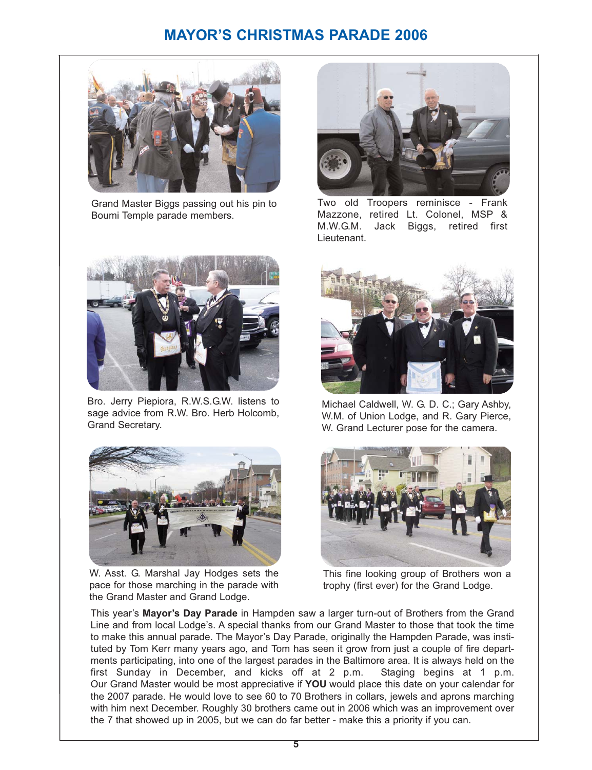# MAYOR'S CHRISTMAS PARADE 2006

Grand Master Biggs passing out his pin to Boumi Temple parade members.

Two old Troopers reminisce - Frank Mazzone, retired Lt. Colonel, MSP & M.W.G.M. Jack Biggs, retired first Lieutenant.

Bro. Jerry Piepiora, R.W.S.G.W. listens to sage advice from R.W. Bro. Herb Holcomb, Grand Secretary.

Michael Caldwell, W. G. D. C.; Gary Ashby, W.M. of Union Lodge, and R. Gary Pierce, W. Grand Lecturer pose for the camera.

W. Asst. G. Marshal Jay Hodges sets the pace for those marching in the parade with the Grand Master and Grand Lodge.

This fine looking group of Brothers won a trophy (first ever) for the Grand Lodge.

This year's **Mayor's Day Parade** in Hampden saw a larger turn-out of Brothers from the Grand Line and from local Lodge's. A special thanks from our Grand Master to those that took the time to make this annual parade. The Mayor's Day Parade, originally the Hampden Parade, was instituted by Tom Kerr many years ago, and Tom has seen it grow from just a couple of fire departments participating, into one of the largest parades in the Baltimore area. It is always held on the first Sunday in December, and kicks off at 2 p.m. Staging begins at 1 p.m. Our Grand Master would be most appreciative if **YOU** would place this date on your calendar for the 2007 parade. He would love to see 60 to 70 Brothers in collars, jewels and aprons marching with him next December. Roughly 30 brothers came out in 2006 which was an improvement over the 7 that showed up in 2005, but we can do far better - make this a priority if you can.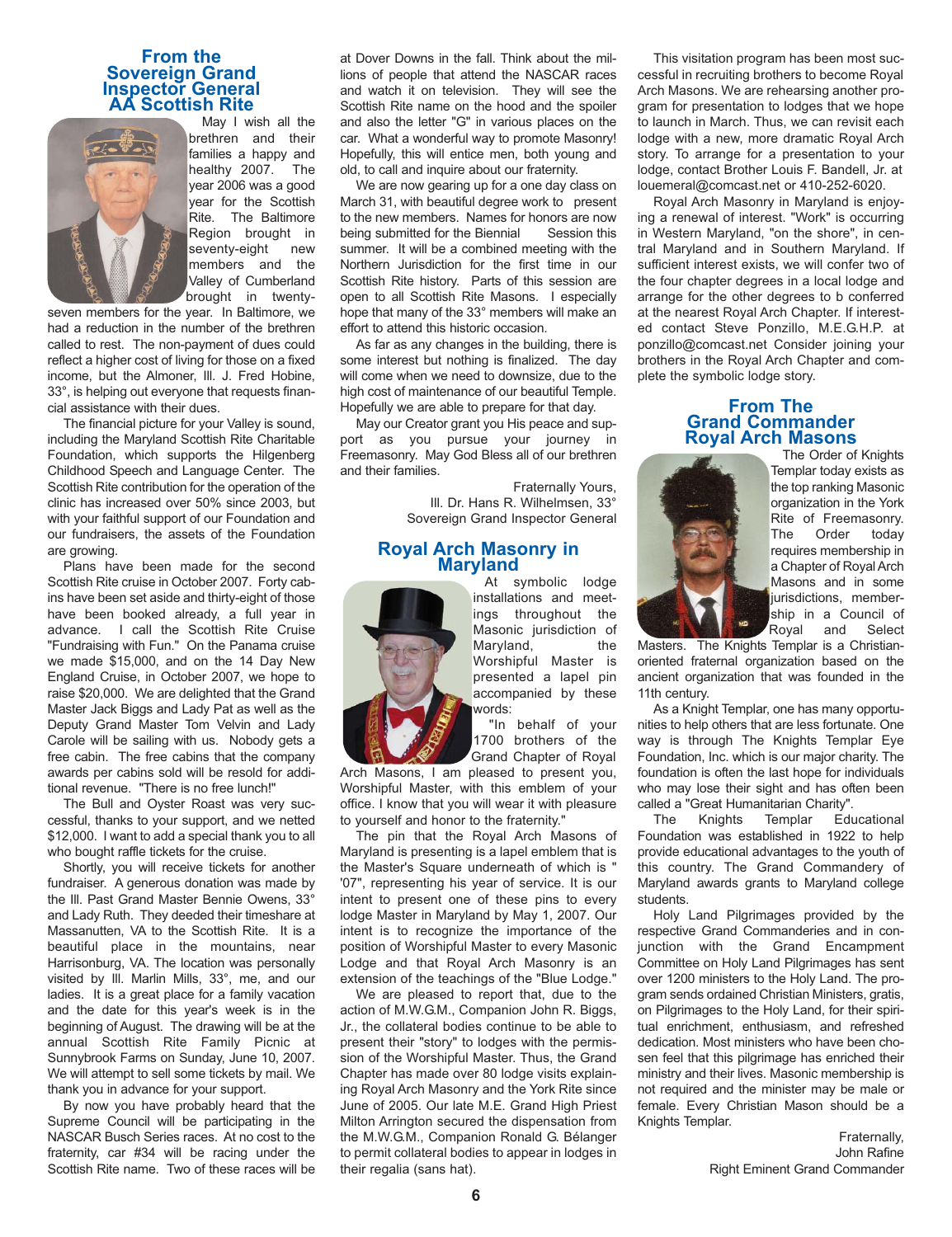## From the Sovereign Grand Inspector General AA Scottish Rite

May I wish all the brethren and their families a happy and healthy 2007. The year 2006 was a good year for the Scottish Rite. The Baltimore Region brought in seventy-eight new members and the Valley of Cumberland brought in twenty-seven members for the year. In Baltimore, we had a reduction in the number of the brethren called to rest. The non-payment of dues could reflect a higher cost of living for those on a fixed income, but the Almoner, Ill. J. Fred Hobine, 33°, is helping out everyone that requests financial assistance with their dues.

The financial picture for your Valley is sound, including the Maryland Scottish Rite Charitable Foundation, which supports the Hilgenberg Childhood Speech and Language Center. The Scottish Rite contribution for the operation of the clinic has increased over 50% since 2003, but with your faithful support of our Foundation and our fundraisers, the assets of the Foundation are growing.

Plans have been made for the second Scottish Rite cruise in October 2007. Forty cabins have been set aside and thirty-eight of those have been booked already, a full year in advance. I call the Scottish Rite Cruise "Fundraising with Fun." On the Panama cruise we made $15,000, and on the 14 Day New England Cruise, in October 2007, we hope to raise $20,000. We are delighted that the Grand Master Jack Biggs and Lady Pat as well as the Deputy Grand Master Tom Velvin and Lady Carole will be sailing with us. Nobody gets a free cabin. The free cabins that the company awards per cabins sold will be resold for additional revenue. "There is no free lunch!"

The Bull and Oyster Roast was very successful, thanks to your support, and we netted $12,000. I want to add a special thank you to all who bought raffle tickets for the cruise.

Shortly, you will receive tickets for another fundraiser. A generous donation was made by the Ill. Past Grand Master Bennie Owens, 33° and Lady Ruth. They deeded their timeshare at Massanutten, VA to the Scottish Rite. It is a beautiful place in the mountains, near Harrisonburg, VA. The location was personally visited by Ill. Marlin Mills, 33°, me, and our ladies. It is a great place for a family vacation and the date for this year's week is in the beginning of August. The drawing will be at the annual Scottish Rite Family Picnic at Sunnybrook Farms on Sunday, June 10, 2007. We will attempt to sell some tickets by mail. We thank you in advance for your support.

By now you have probably heard that the Supreme Council will be participating in the NASCAR Busch Series races. At no cost to the fraternity, car #34 will be racing under the Scottish Rite name. Two of these races will be at Dover Downs in the fall. Think about the millions of people that attend the NASCAR races and watch it on television. They will see the Scottish Rite name on the hood and the spoiler and also the letter "G" in various places on the car. What a wonderful way to promote Masonry! Hopefully, this will entice men, both young and old, to call and inquire about our fraternity.

We are now gearing up for a one day class on March 31, with beautiful degree work to present to the new members. Names for honors are now being submitted for the Biennial Session this summer. It will be a combined meeting with the Northern Jurisdiction for the first time in our Scottish Rite history. Parts of this session are open to all Scottish Rite Masons. I especially hope that many of the 33° members will make an effort to attend this historic occasion.

As far as any changes in the building, there is some interest but nothing is finalized. The day will come when we need to downsize, due to the high cost of maintenance of our beautiful Temple. Hopefully we are able to prepare for that day.

May our Creator grant you His peace and support as you pursue your journey in Freemasonry. May God Bless all of our brethren and their families.

Fraternally Yours,
Ill. Dr. Hans R. Wilhelmsen, 33°
Sovereign Grand Inspector General

## Royal Arch Masonry in Maryland

At symbolic lodge installations and meetings throughout the Masonic jurisdiction of Maryland, the Worshipful Master is presented a lapel pin accompanied by these words:

"In behalf of your 1700 brothers of the Grand Chapter of Royal Arch Masons, I am pleased to present you, Worshipful Master, with this emblem of your office. I know that you will wear it with pleasure to yourself and honor to the fraternity."

The pin that the Royal Arch Masons of Maryland is presenting is a lapel emblem that is the Master's Square underneath of which is " '07", representing his year of service. It is our intent to present one of these pins to every lodge Master in Maryland by May 1, 2007. Our intent is to recognize the importance of the position of Worshipful Master to every Masonic Lodge and that Royal Arch Masonry is an extension of the teachings of the "Blue Lodge."

We are pleased to report that, due to the action of M.W.G.M., Companion John R. Biggs, Jr., the collateral bodies continue to be able to present their "story" to lodges with the permission of the Worshipful Master. Thus, the Grand Chapter has made over 80 lodge visits explaining Royal Arch Masonry and the York Rite since June of 2005. Our late M.E. Grand High Priest Milton Arrington secured the dispensation from the M.W.G.M., Companion Ronald G. Bélanger to permit collateral bodies to appear in lodges in their regalia (sans hat).

This visitation program has been most successful in recruiting brothers to become Royal Arch Masons. We are rehearsing another program for presentation to lodges that we hope to launch in March. Thus, we can revisit each lodge with a new, more dramatic Royal Arch story. To arrange for a presentation to your lodge, contact Brother Louis F. Bandell, Jr. at louemeral@comcast.net or 410-252-6020.

Royal Arch Masonry in Maryland is enjoying a renewal of interest. "Work" is occurring in Western Maryland, "on the shore", in central Maryland and in Southern Maryland. If sufficient interest exists, we will confer two of the four chapter degrees in a local lodge and arrange for the other degrees to b conferred at the nearest Royal Arch Chapter. If interested contact Steve Ponzillo, M.E.G.H.P. at ponzillo@comcast.net Consider joining your brothers in the Royal Arch Chapter and complete the symbolic lodge story.

## From The Grand Commander Royal Arch Masons

The Order of Knights Templar today exists as the top ranking Masonic organization in the York Rite of Freemasonry. The Order today requires membership in a Chapter of Royal Arch Masons and in some jurisdictions, membership in a Council of Royal and Select Masters. The Knights Templar is a Christian-oriented fraternal organization based on the ancient organization that was founded in the 11th century.

As a Knight Templar, one has many opportunities to help others that are less fortunate. One way is through The Knights Templar Eye Foundation, Inc. which is our major charity. The foundation is often the last hope for individuals who may lose their sight and has often been called a "Great Humanitarian Charity".

The Knights Templar Educational Foundation was established in 1922 to help provide educational advantages to the youth of this country. The Grand Commandery of Maryland awards grants to Maryland college students.

Holy Land Pilgrimages provided by the respective Grand Commanderies and in conjunction with the Grand Encampment Committee on Holy Land Pilgrimages has sent over 1200 ministers to the Holy Land. The program sends ordained Christian Ministers, gratis, on Pilgrimages to the Holy Land, for their spiritual enrichment, enthusiasm, and refreshed dedication. Most ministers who have been chosen feel that this pilgrimage has enriched their ministry and their lives. Masonic membership is not required and the minister may be male or female. Every Christian Mason should be a Knights Templar.

Fraternally,
John Rafine
Right Eminent Grand Commander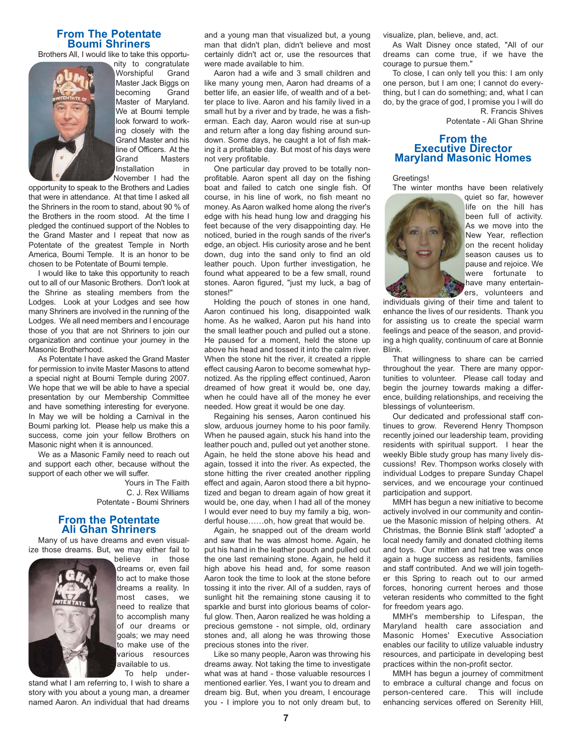## From The Potentate
## Boumi Shriners

Brothers All, I would like to take this opportunity to congratulate Worshipful Grand Master Jack Biggs on becoming Grand Master of Maryland. We at Boumi temple look forward to working closely with the Grand Master and his line of Officers. At the Grand Masters Installation in November I had the opportunity to speak to the Brothers and Ladies that were in attendance. At that time I asked all the Shriners in the room to stand, about 90 % of the Brothers in the room stood. At the time I pledged the continued support of the Nobles to the Grand Master and I repeat that now as Potentate of the greatest Temple in North America, Boumi Temple. It is an honor to be chosen to be Potentate of Boumi temple.

I would like to take this opportunity to reach out to all of our Masonic Brothers. Don't look at the Shrine as stealing members from the Lodges. Look at your Lodges and see how many Shriners are involved in the running of the Lodges. We all need members and I encourage those of you that are not Shriners to join our organization and continue your journey in the Masonic Brotherhood.

As Potentate I have asked the Grand Master for permission to invite Master Masons to attend a special night at Boumi Temple during 2007. We hope that we will be able to have a special presentation by our Membership Committee and have something interesting for everyone. In May we will be holding a Carnival in the Boumi parking lot. Please help us make this a success, come join your fellow Brothers on Masonic night when it is announced.

We as a Masonic Family need to reach out and support each other, because without the support of each other we will suffer.

Yours in The Faith
C. J. Rex Williams
Potentate - Boumi Shriners

## From the Potentate
## Ali Ghan Shriners

Many of us have dreams and even visualize those dreams. But, we may either fail to believe in those dreams or, even fail to act to make those dreams a reality. In most cases, we need to realize that to accomplish many of our dreams or goals; we may need to make use of the various resources available to us.

To help understand what I am referring to, I wish to share a story with you about a young man, a dreamer named Aaron. An individual that had dreams and a young man that visualized but, a young man that didn't plan, didn't believe and most certainly didn't act or, use the resources that were made available to him.

Aaron had a wife and 3 small children and like many young men, Aaron had dreams of a better life, an easier life, of wealth and of a better place to live. Aaron and his family lived in a small hut by a river and by trade, he was a fisherman. Each day, Aaron would rise at sun-up and return after a long day fishing around sundown. Some days, he caught a lot of fish making it a profitable day. But most of his days were not very profitable.

One particular day proved to be totally non-profitable. Aaron spent all day on the fishing boat and failed to catch one single fish. Of course, in his line of work, no fish meant no money. As Aaron walked home along the river's edge with his head hung low and dragging his feet because of the very disappointing day. He noticed, buried in the rough sands of the river's edge, an object. His curiosity arose and he bent down, dug into the sand only to find an old leather pouch. Upon further investigation, he found what appeared to be a few small, round stones. Aaron figured, "just my luck, a bag of stones!"

Holding the pouch of stones in one hand, Aaron continued his long, disappointed walk home. As he walked, Aaron put his hand into the small leather pouch and pulled out a stone. He paused for a moment, held the stone up above his head and tossed it into the calm river. When the stone hit the river, it created a ripple effect causing Aaron to become somewhat hypnotized. As the rippling effect continued, Aaron dreamed of how great it would be, one day, when he could have all of the money he ever needed. How great it would be one day.

Regaining his senses, Aaron continued his slow, arduous journey home to his poor family. When he paused again, stuck his hand into the leather pouch and, pulled out yet another stone. Again, he held the stone above his head and again, tossed it into the river. As expected, the stone hitting the river created another rippling effect and again, Aaron stood there a bit hypnotized and began to dream again of how great it would be, one day, when I had all of the money I would ever need to buy my family a big, wonderful house……oh, how great that would be.

Again, he snapped out of the dream world and saw that he was almost home. Again, he put his hand in the leather pouch and pulled out the one last remaining stone. Again, he held it high above his head and, for some reason Aaron took the time to look at the stone before tossing it into the river. All of a sudden, rays of sunlight hit the remaining stone causing it to sparkle and burst into glorious beams of colorful glow. Then, Aaron realized he was holding a precious gemstone - not simple, old, ordinary stones and, all along he was throwing those precious stones into the river.

Like so many people, Aaron was throwing his dreams away. Not taking the time to investigate what was at hand - those valuable resources I mentioned earlier. Yes, I want you to dream and dream big. But, when you dream, I encourage you - I implore you to not only dream but, to visualize, plan, believe, and, act.

As Walt Disney once stated, "All of our dreams can come true, if we have the courage to pursue them."

To close, I can only tell you this: I am only one person, but I am one; I cannot do everything, but I can do something; and, what I can do, by the grace of god, I promise you I will do

R. Francis Shives
Potentate - Ali Ghan Shrine

## From the Executive Director
## Maryland Masonic Homes

Greetings!

The winter months have been relatively quiet so far, however life on the hill has been full of activity. As we move into the New Year, reflection on the recent holiday season causes us to pause and rejoice. We were fortunate to have many entertainers, volunteers and individuals giving of their time and talent to enhance the lives of our residents. Thank you for assisting us to create the special warm feelings and peace of the season, and providing a high quality, continuum of care at Bonnie Blink.

That willingness to share can be carried throughout the year. There are many opportunities to volunteer. Please call today and begin the journey towards making a difference, building relationships, and receiving the blessings of volunteerism.

Our dedicated and professional staff continues to grow. Reverend Henry Thompson recently joined our leadership team, providing residents with spiritual support. I hear the weekly Bible study group has many lively discussions! Rev. Thompson works closely with individual Lodges to prepare Sunday Chapel services, and we encourage your continued participation and support.

MMH has begun a new initiative to become actively involved in our community and continue the Masonic mission of helping others. At Christmas, the Bonnie Blink staff 'adopted' a local needy family and donated clothing items and toys. Our mitten and hat tree was once again a huge success as residents, families and staff contributed. And we will join together this Spring to reach out to our armed forces, honoring current heroes and those veteran residents who committed to the fight for freedom years ago.

MMH's membership to Lifespan, the Maryland health care association and Masonic Homes' Executive Association enables our facility to utilize valuable industry resources, and participate in developing best practices within the non-profit sector.

MMH has begun a journey of commitment to embrace a cultural change and focus on person-centered care. This will include enhancing services offered on Serenity Hill,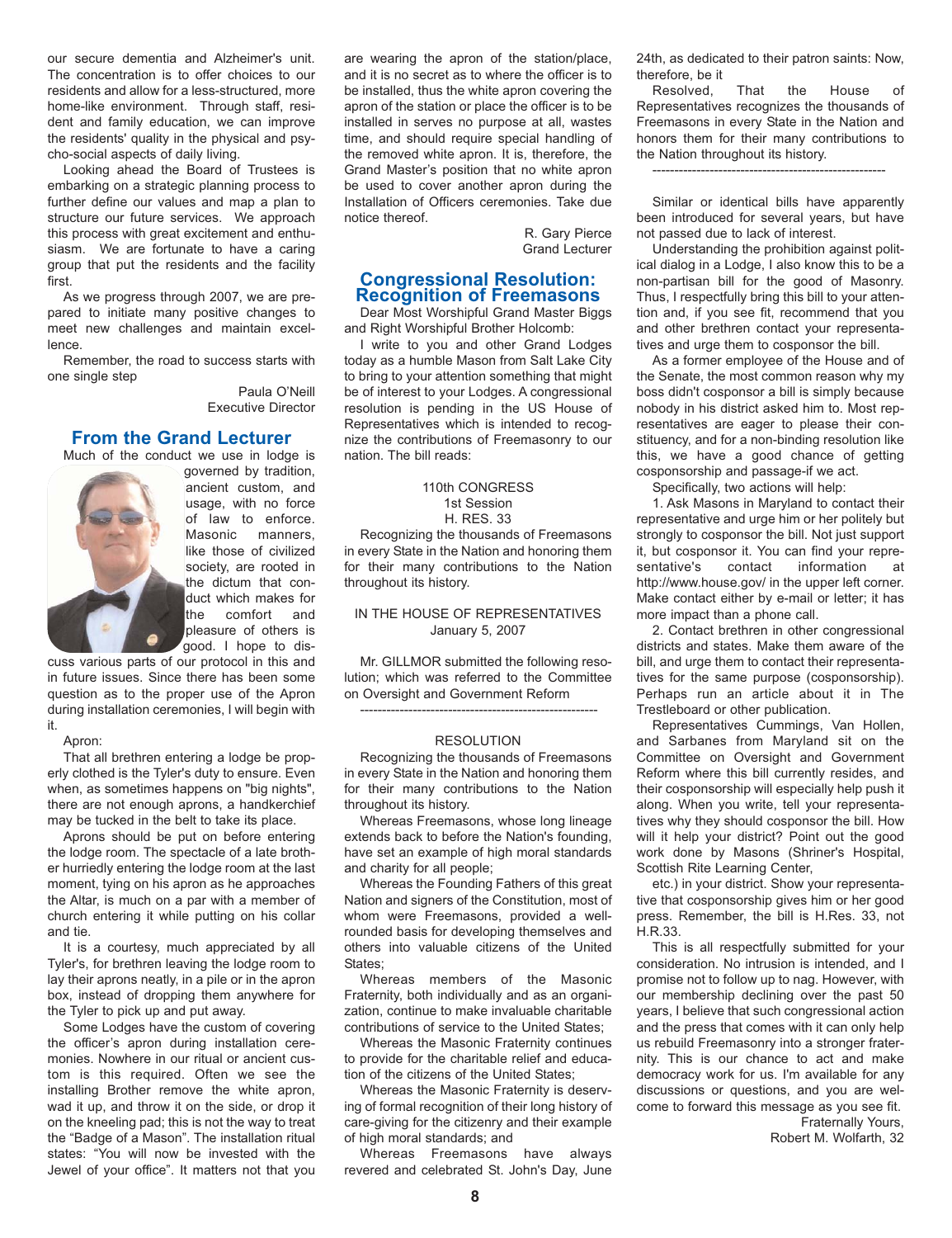our secure dementia and Alzheimer's unit. The concentration is to offer choices to our residents and allow for a less-structured, more home-like environment. Through staff, resident and family education, we can improve the residents' quality in the physical and psycho-social aspects of daily living.

Looking ahead the Board of Trustees is embarking on a strategic planning process to further define our values and map a plan to structure our future services. We approach this process with great excitement and enthusiasm. We are fortunate to have a caring group that put the residents and the facility first.

As we progress through 2007, we are prepared to initiate many positive changes to meet new challenges and maintain excellence.

Remember, the road to success starts with one single step

Paula O'Neill
Executive Director

## From the Grand Lecturer

Much of the conduct we use in lodge is governed by tradition, ancient custom, and usage, with no force of law to enforce. Masonic manners, like those of civilized society, are rooted in the dictum that conduct which makes for the comfort and pleasure of others is good. I hope to discuss various parts of our protocol in this and in future issues. Since there has been some question as to the proper use of the Apron during installation ceremonies, I will begin with it.

Apron:

That all brethren entering a lodge be properly clothed is the Tyler's duty to ensure. Even when, as sometimes happens on "big nights", there are not enough aprons, a handkerchief may be tucked in the belt to take its place.

Aprons should be put on before entering the lodge room. The spectacle of a late brother hurriedly entering the lodge room at the last moment, tying on his apron as he approaches the Altar, is much on a par with a member of church entering it while putting on his collar and tie.

It is a courtesy, much appreciated by all Tyler's, for brethren leaving the lodge room to lay their aprons neatly, in a pile or in the apron box, instead of dropping them anywhere for the Tyler to pick up and put away.

Some Lodges have the custom of covering the officer's apron during installation ceremonies. Nowhere in our ritual or ancient custom is this required. Often we see the installing Brother remove the white apron, wad it up, and throw it on the side, or drop it on the kneeling pad; this is not the way to treat the "Badge of a Mason". The installation ritual states: "You will now be invested with the Jewel of your office". It matters not that you are wearing the apron of the station/place, and it is no secret as to where the officer is to be installed, thus the white apron covering the apron of the station or place the officer is to be installed in serves no purpose at all, wastes time, and should require special handling of the removed white apron. It is, therefore, the Grand Master's position that no white apron be used to cover another apron during the Installation of Officers ceremonies. Take due notice thereof.

R. Gary Pierce
Grand Lecturer

## Congressional Resolution: Recognition of Freemasons

Dear Most Worshipful Grand Master Biggs and Right Worshipful Brother Holcomb:

I write to you and other Grand Lodges today as a humble Mason from Salt Lake City to bring to your attention something that might be of interest to your Lodges. A congressional resolution is pending in the US House of Representatives which is intended to recognize the contributions of Freemasonry to our nation. The bill reads:

110th CONGRESS
1st Session
H. RES. 33

Recognizing the thousands of Freemasons in every State in the Nation and honoring them for their many contributions to the Nation throughout its history.

IN THE HOUSE OF REPRESENTATIVES
January 5, 2007

Mr. GILLMOR submitted the following resolution; which was referred to the Committee on Oversight and Government Reform

---

RESOLUTION

Recognizing the thousands of Freemasons in every State in the Nation and honoring them for their many contributions to the Nation throughout its history.

Whereas Freemasons, whose long lineage extends back to before the Nation's founding, have set an example of high moral standards and charity for all people;

Whereas the Founding Fathers of this great Nation and signers of the Constitution, most of whom were Freemasons, provided a well-rounded basis for developing themselves and others into valuable citizens of the United States;

Whereas members of the Masonic Fraternity, both individually and as an organization, continue to make invaluable charitable contributions of service to the United States;

Whereas the Masonic Fraternity continues to provide for the charitable relief and education of the citizens of the United States;

Whereas the Masonic Fraternity is deserving of formal recognition of their long history of care-giving for the citizenry and their example of high moral standards; and

Whereas Freemasons have always revered and celebrated St. John's Day, June 24th, as dedicated to their patron saints: Now, therefore, be it

Resolved, That the House of Representatives recognizes the thousands of Freemasons in every State in the Nation and honors them for their many contributions to the Nation throughout its history.

---

Similar or identical bills have apparently been introduced for several years, but have not passed due to lack of interest.

Understanding the prohibition against political dialog in a Lodge, I also know this to be a non-partisan bill for the good of Masonry. Thus, I respectfully bring this bill to your attention and, if you see fit, recommend that you and other brethren contact your representatives and urge them to cosponsor the bill.

As a former employee of the House and of the Senate, the most common reason why my boss didn't cosponsor a bill is simply because nobody in his district asked him to. Most representatives are eager to please their constituency, and for a non-binding resolution like this, we have a good chance of getting cosponsorship and passage-if we act.

Specifically, two actions will help:

1. Ask Masons in Maryland to contact their representative and urge him or her politely but strongly to cosponsor the bill. Not just support it, but cosponsor it. You can find your representative's contact information at http://www.house.gov/ in the upper left corner. Make contact either by e-mail or letter; it has more impact than a phone call.

2. Contact brethren in other congressional districts and states. Make them aware of the bill, and urge them to contact their representatives for the same purpose (cosponsorship). Perhaps run an article about it in The Trestleboard or other publication.

Representatives Cummings, Van Hollen, and Sarbanes from Maryland sit on the Committee on Oversight and Government Reform where this bill currently resides, and their cosponsorship will especially help push it along. When you write, tell your representatives why they should cosponsor the bill. How will it help your district? Point out the good work done by Masons (Shriner's Hospital, Scottish Rite Learning Center,

etc.) in your district. Show your representative that cosponsorship gives him or her good press. Remember, the bill is H.Res. 33, not H.R.33.

This is all respectfully submitted for your consideration. No intrusion is intended, and I promise not to follow up to nag. However, with our membership declining over the past 50 years, I believe that such congressional action and the press that comes with it can only help us rebuild Freemasonry into a stronger fraternity. This is our chance to act and make democracy work for us. I'm available for any discussions or questions, and you are welcome to forward this message as you see fit.

Fraternally Yours,
Robert M. Wolfarth, 32